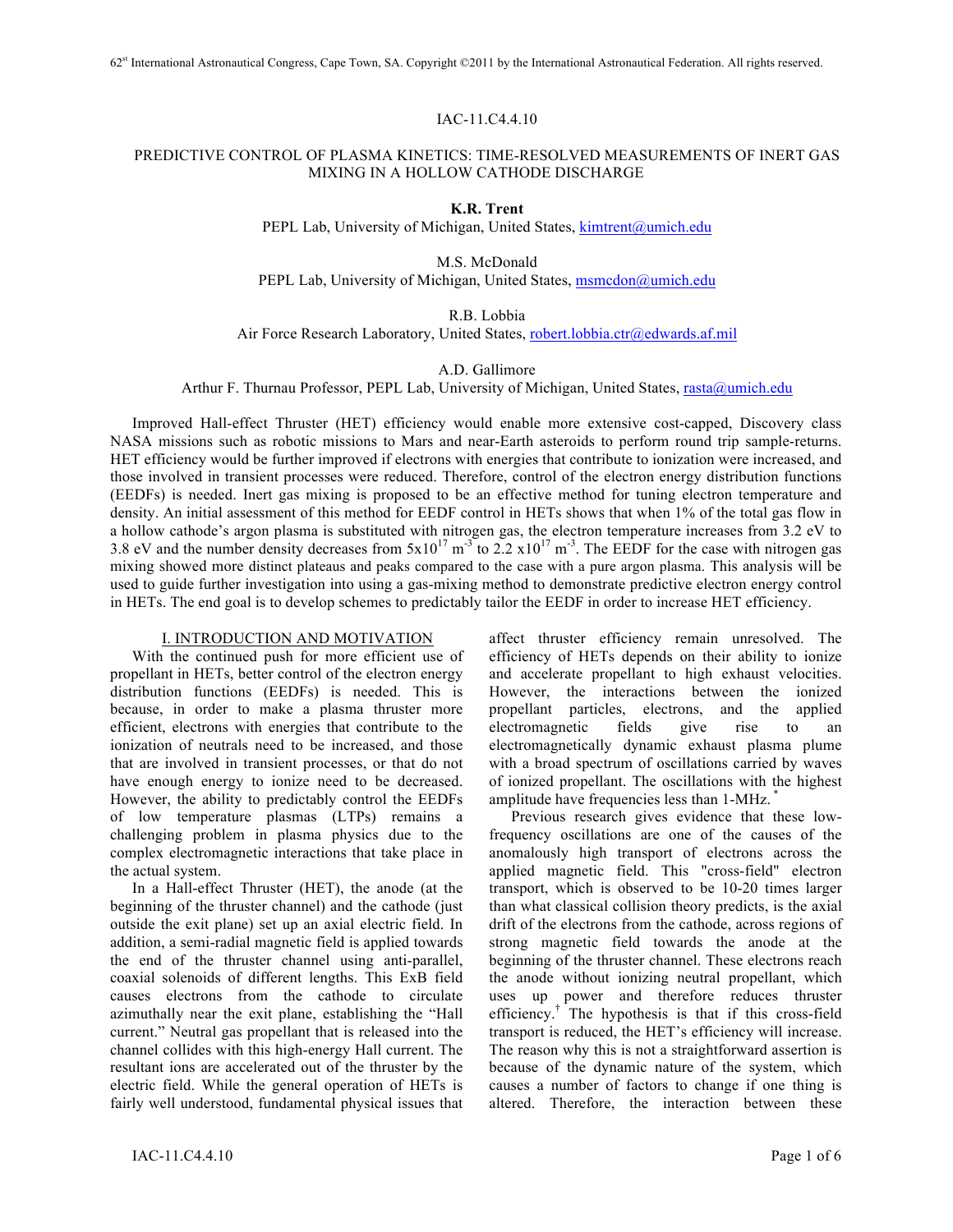IAC-11.C4.4.10

# PREDICTIVE CONTROL OF PLASMA KINETICS: TIME-RESOLVED MEASUREMENTS OF INERT GAS MIXING IN A HOLLOW CATHODE DISCHARGE

**K.R. Trent**
PEPL Lab, University of Michigan, United States, kimtrent@umich.edu

M.S. McDonald
PEPL Lab, University of Michigan, United States, msmcdon@umich.edu

R.B. Lobbia
Air Force Research Laboratory, United States, robert.lobbia.ctr@edwards.af.mil

A.D. Gallimore
Arthur F. Thurnau Professor, PEPL Lab, University of Michigan, United States, rasta@umich.edu

Improved Hall-effect Thruster (HET) efficiency would enable more extensive cost-capped, Discovery class NASA missions such as robotic missions to Mars and near-Earth asteroids to perform round trip sample-returns. HET efficiency would be further improved if electrons with energies that contribute to ionization were increased, and those involved in transient processes were reduced. Therefore, control of the electron energy distribution functions (EEDFs) is needed. Inert gas mixing is proposed to be an effective method for tuning electron temperature and density. An initial assessment of this method for EEDF control in HETs shows that when 1% of the total gas flow in a hollow cathode's argon plasma is substituted with nitrogen gas, the electron temperature increases from 3.2 eV to 3.8 eV and the number density decreases from $5\text{x}10^{17}$ $\text{m}^{-3}$ to $2.2\ \text{x}10^{17}$ $\text{m}^{-3}$. The EEDF for the case with nitrogen gas mixing showed more distinct plateaus and peaks compared to the case with a pure argon plasma. This analysis will be used to guide further investigation into using a gas-mixing method to demonstrate predictive electron energy control in HETs. The end goal is to develop schemes to predictably tailor the EEDF in order to increase HET efficiency.

## I. INTRODUCTION AND MOTIVATION

With the continued push for more efficient use of propellant in HETs, better control of the electron energy distribution functions (EEDFs) is needed. This is because, in order to make a plasma thruster more efficient, electrons with energies that contribute to the ionization of neutrals need to be increased, and those that are involved in transient processes, or that do not have enough energy to ionize need to be decreased. However, the ability to predictably control the EEDFs of low temperature plasmas (LTPs) remains a challenging problem in plasma physics due to the complex electromagnetic interactions that take place in the actual system.

In a Hall-effect Thruster (HET), the anode (at the beginning of the thruster channel) and the cathode (just outside the exit plane) set up an axial electric field. In addition, a semi-radial magnetic field is applied towards the end of the thruster channel using anti-parallel, coaxial solenoids of different lengths. This ExB field causes electrons from the cathode to circulate azimuthally near the exit plane, establishing the "Hall current." Neutral gas propellant that is released into the channel collides with this high-energy Hall current. The resultant ions are accelerated out of the thruster by the electric field. While the general operation of HETs is fairly well understood, fundamental physical issues that affect thruster efficiency remain unresolved. The efficiency of HETs depends on their ability to ionize and accelerate propellant to high exhaust velocities. However, the interactions between the ionized propellant particles, electrons, and the applied electromagnetic fields give rise to an electromagnetically dynamic exhaust plasma plume with a broad spectrum of oscillations carried by waves of ionized propellant. The oscillations with the highest amplitude have frequencies less than 1-MHz.[*]

Previous research gives evidence that these low-frequency oscillations are one of the causes of the anomalously high transport of electrons across the applied magnetic field. This "cross-field" electron transport, which is observed to be 10-20 times larger than what classical collision theory predicts, is the axial drift of the electrons from the cathode, across regions of strong magnetic field towards the anode at the beginning of the thruster channel. These electrons reach the anode without ionizing neutral propellant, which uses up power and therefore reduces thruster efficiency.[†] The hypothesis is that if this cross-field transport is reduced, the HET's efficiency will increase. The reason why this is not a straightforward assertion is because of the dynamic nature of the system, which causes a number of factors to change if one thing is altered. Therefore, the interaction between these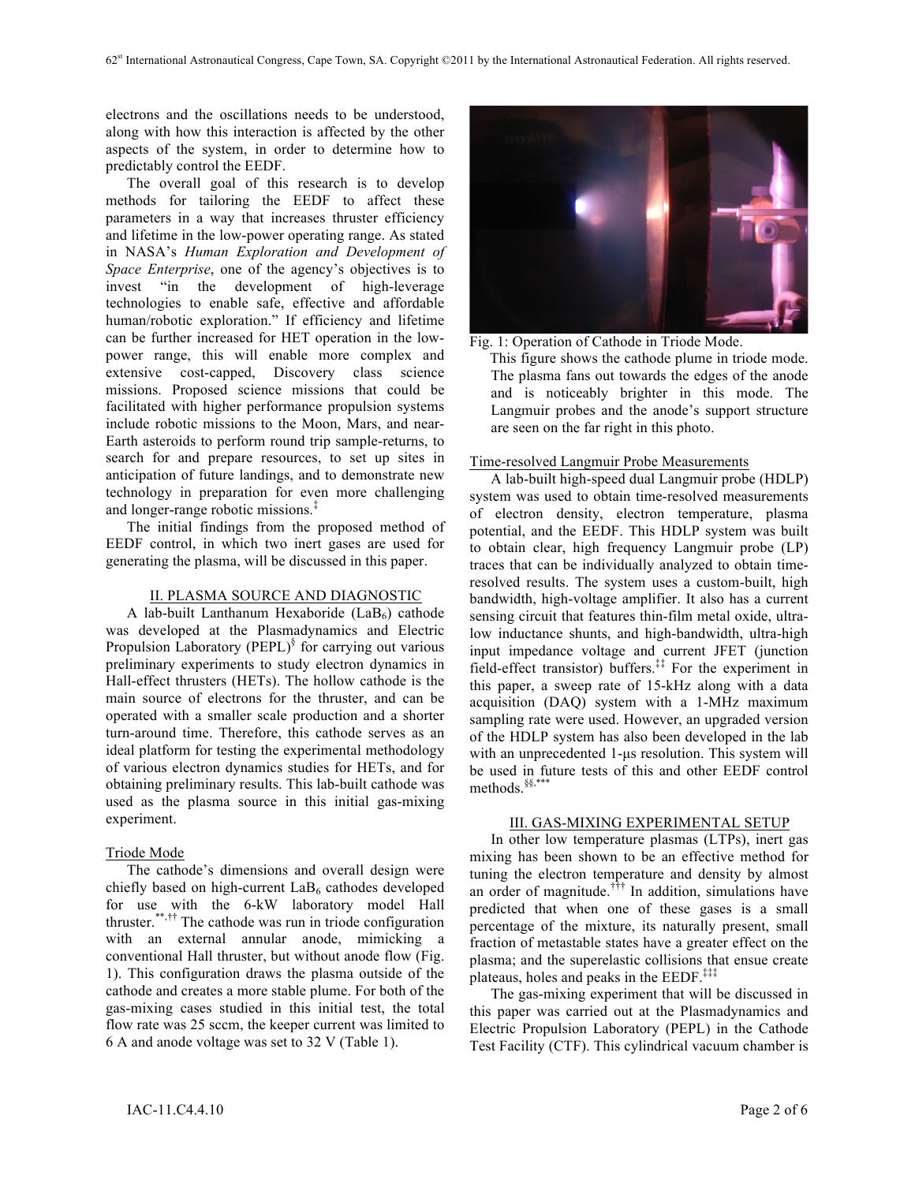electrons and the oscillations needs to be understood, along with how this interaction is affected by the other aspects of the system, in order to determine how to predictably control the EEDF.

The overall goal of this research is to develop methods for tailoring the EEDF to affect these parameters in a way that increases thruster efficiency and lifetime in the low-power operating range. As stated in NASA's *Human Exploration and Development of Space Enterprise*, one of the agency's objectives is to invest "in the development of high-leverage technologies to enable safe, effective and affordable human/robotic exploration." If efficiency and lifetime can be further increased for HET operation in the low-power range, this will enable more complex and extensive cost-capped, Discovery class science missions. Proposed science missions that could be facilitated with higher performance propulsion systems include robotic missions to the Moon, Mars, and near-Earth asteroids to perform round trip sample-returns, to search for and prepare resources, to set up sites in anticipation of future landings, and to demonstrate new technology in preparation for even more challenging and longer-range robotic missions.[‡]

The initial findings from the proposed method of EEDF control, in which two inert gases are used for generating the plasma, will be discussed in this paper.

## II. PLASMA SOURCE AND DIAGNOSTIC

A lab-built Lanthanum Hexaboride ($LaB_6$) cathode was developed at the Plasmadynamics and Electric Propulsion Laboratory (PEPL)[§] for carrying out various preliminary experiments to study electron dynamics in Hall-effect thrusters (HETs). The hollow cathode is the main source of electrons for the thruster, and can be operated with a smaller scale production and a shorter turn-around time. Therefore, this cathode serves as an ideal platform for testing the experimental methodology of various electron dynamics studies for HETs, and for obtaining preliminary results. This lab-built cathode was used as the plasma source in this initial gas-mixing experiment.

### Triode Mode

The cathode's dimensions and overall design were chiefly based on high-current $LaB_6$ cathodes developed for use with the 6-kW laboratory model Hall thruster.[**,††] The cathode was run in triode configuration with an external annular anode, mimicking a conventional Hall thruster, but without anode flow (Fig. 1). This configuration draws the plasma outside of the cathode and creates a more stable plume. For both of the gas-mixing cases studied in this initial test, the total flow rate was 25 sccm, the keeper current was limited to 6 A and anode voltage was set to 32 V (Table 1).

Fig. 1: Operation of Cathode in Triode Mode.
This figure shows the cathode plume in triode mode. The plasma fans out towards the edges of the anode and is noticeably brighter in this mode. The Langmuir probes and the anode's support structure are seen on the far right in this photo.

### Time-resolved Langmuir Probe Measurements

A lab-built high-speed dual Langmuir probe (HDLP) system was used to obtain time-resolved measurements of electron density, electron temperature, plasma potential, and the EEDF. This HDLP system was built to obtain clear, high frequency Langmuir probe (LP) traces that can be individually analyzed to obtain time-resolved results. The system uses a custom-built, high bandwidth, high-voltage amplifier. It also has a current sensing circuit that features thin-film metal oxide, ultra-low inductance shunts, and high-bandwidth, ultra-high input impedance voltage and current JFET (junction field-effect transistor) buffers.[‡‡] For the experiment in this paper, a sweep rate of 15-kHz along with a data acquisition (DAQ) system with a 1-MHz maximum sampling rate were used. However, an upgraded version of the HDLP system has also been developed in the lab with an unprecedented 1-μs resolution. This system will be used in future tests of this and other EEDF control methods.[§§,***]

## III. GAS-MIXING EXPERIMENTAL SETUP

In other low temperature plasmas (LTPs), inert gas mixing has been shown to be an effective method for tuning the electron temperature and density by almost an order of magnitude.[†††] In addition, simulations have predicted that when one of these gases is a small percentage of the mixture, its naturally present, small fraction of metastable states have a greater effect on the plasma; and the superelastic collisions that ensue create plateaus, holes and peaks in the EEDF.[‡‡‡]

The gas-mixing experiment that will be discussed in this paper was carried out at the Plasmadynamics and Electric Propulsion Laboratory (PEPL) in the Cathode Test Facility (CTF). This cylindrical vacuum chamber is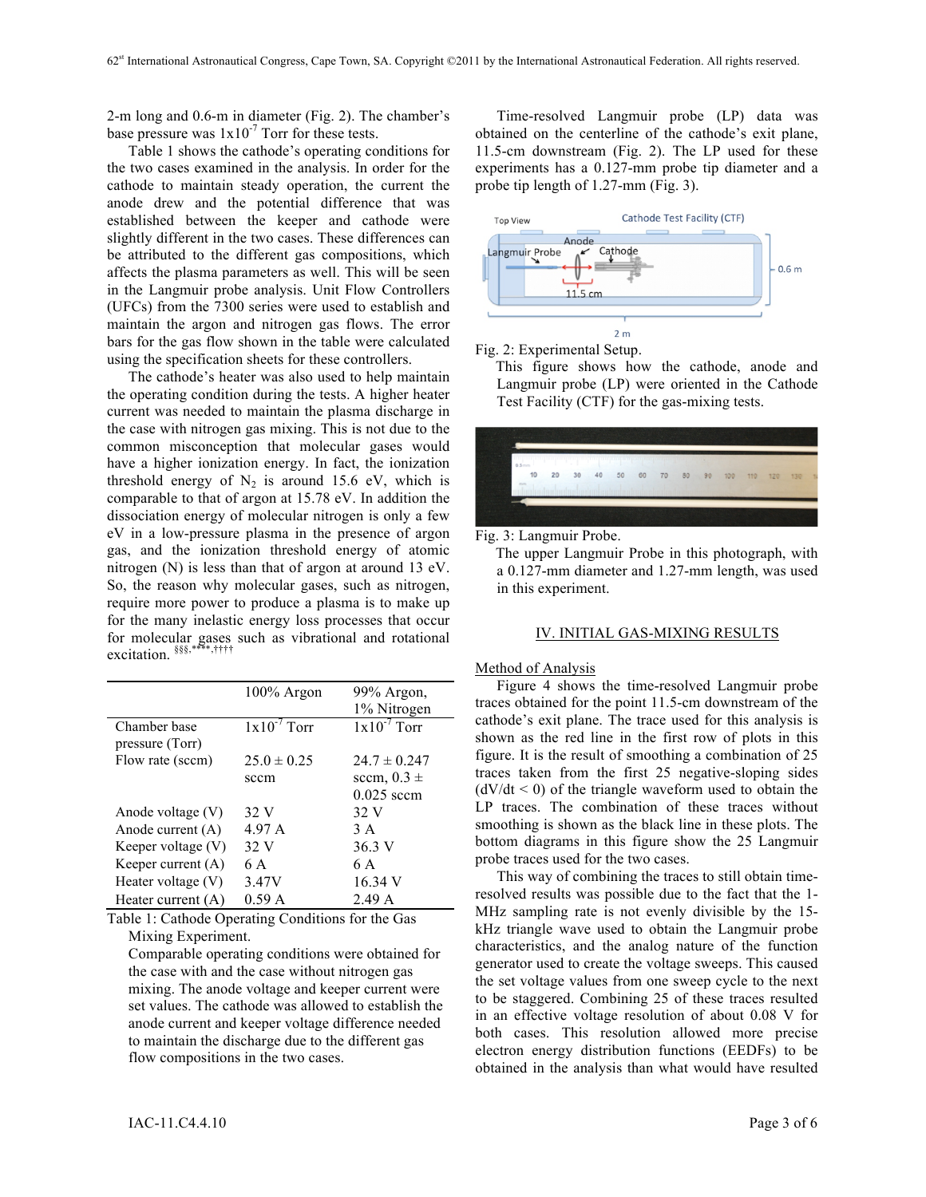2-m long and 0.6-m in diameter (Fig. 2). The chamber's base pressure was $1 \times 10^{-7}$ Torr for these tests.

Table 1 shows the cathode's operating conditions for the two cases examined in the analysis. In order for the cathode to maintain steady operation, the current the anode drew and the potential difference that was established between the keeper and cathode were slightly different in the two cases. These differences can be attributed to the different gas compositions, which affects the plasma parameters as well. This will be seen in the Langmuir probe analysis. Unit Flow Controllers (UFCs) from the 7300 series were used to establish and maintain the argon and nitrogen gas flows. The error bars for the gas flow shown in the table were calculated using the specification sheets for these controllers.

The cathode's heater was also used to help maintain the operating condition during the tests. A higher heater current was needed to maintain the plasma discharge in the case with nitrogen gas mixing. This is not due to the common misconception that molecular gases would have a higher ionization energy. In fact, the ionization threshold energy of $N_2$ is around 15.6 eV, which is comparable to that of argon at 15.78 eV. In addition the dissociation energy of molecular nitrogen is only a few eV in a low-pressure plasma in the presence of argon gas, and the ionization threshold energy of atomic nitrogen (N) is less than that of argon at around 13 eV. So, the reason why molecular gases, such as nitrogen, require more power to produce a plasma is to make up for the many inelastic energy loss processes that occur for molecular gases such as vibrational and rotational excitation. [§§§,****,††††]

| | 100% Argon | 99% Argon, 1% Nitrogen |
|---|---|---|
| Chamber base pressure (Torr) | $1 \times 10^{-7}$ Torr | $1 \times 10^{-7}$ Torr |
| Flow rate (sccm) | 25.0 ± 0.25 sccm | 24.7 ± 0.247 sccm, 0.3 ± 0.025 sccm |
| Anode voltage (V) | 32 V | 32 V |
| Anode current (A) | 4.97 A | 3 A |
| Keeper voltage (V) | 32 V | 36.3 V |
| Keeper current (A) | 6 A | 6 A |
| Heater voltage (V) | 3.47V | 16.34 V |
| Heater current (A) | 0.59 A | 2.49 A |

Table 1: Cathode Operating Conditions for the Gas Mixing Experiment.
Comparable operating conditions were obtained for the case with and the case without nitrogen gas mixing. The anode voltage and keeper current were set values. The cathode was allowed to establish the anode current and keeper voltage difference needed to maintain the discharge due to the different gas flow compositions in the two cases.

Time-resolved Langmuir probe (LP) data was obtained on the centerline of the cathode's exit plane, 11.5-cm downstream (Fig. 2). The LP used for these experiments has a 0.127-mm probe tip diameter and a probe tip length of 1.27-mm (Fig. 3).

Fig. 2: Experimental Setup.
This figure shows how the cathode, anode and Langmuir probe (LP) were oriented in the Cathode Test Facility (CTF) for the gas-mixing tests.

Fig. 3: Langmuir Probe.
The upper Langmuir Probe in this photograph, with a 0.127-mm diameter and 1.27-mm length, was used in this experiment.

## IV. INITIAL GAS-MIXING RESULTS

### Method of Analysis

Figure 4 shows the time-resolved Langmuir probe traces obtained for the point 11.5-cm downstream of the cathode's exit plane. The trace used for this analysis is shown as the red line in the first row of plots in this figure. It is the result of smoothing a combination of 25 traces taken from the first 25 negative-sloping sides ($dV/dt < 0$) of the triangle waveform used to obtain the LP traces. The combination of these traces without smoothing is shown as the black line in these plots. The bottom diagrams in this figure show the 25 Langmuir probe traces used for the two cases.

This way of combining the traces to still obtain time-resolved results was possible due to the fact that the 1-MHz sampling rate is not evenly divisible by the 15-kHz triangle wave used to obtain the Langmuir probe characteristics, and the analog nature of the function generator used to create the voltage sweeps. This caused the set voltage values from one sweep cycle to the next to be staggered. Combining 25 of these traces resulted in an effective voltage resolution of about 0.08 V for both cases. This resolution allowed more precise electron energy distribution functions (EEDFs) to be obtained in the analysis than what would have resulted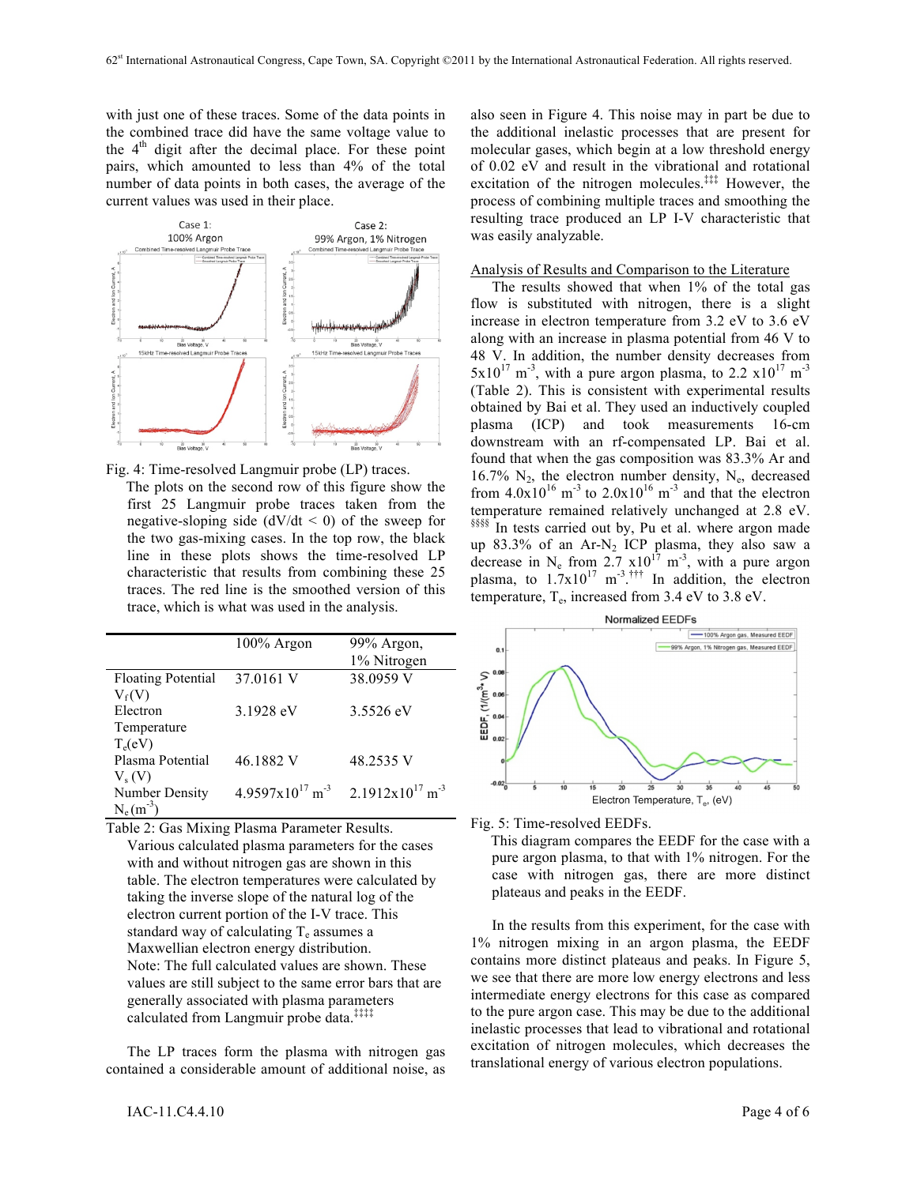with just one of these traces. Some of the data points in the combined trace did have the same voltage value to the 4th digit after the decimal place. For these point pairs, which amounted to less than 4% of the total number of data points in both cases, the average of the current values was used in their place.

Fig. 4: Time-resolved Langmuir probe (LP) traces.

The plots on the second row of this figure show the first 25 Langmuir probe traces taken from the negative-sloping side ($dV/dt < 0$) of the sweep for the two gas-mixing cases. In the top row, the black line in these plots shows the time-resolved LP characteristic that results from combining these 25 traces. The red line is the smoothed version of this trace, which is what was used in the analysis.

| | 100% Argon | 99% Argon, 1% Nitrogen |
|---|---|---|
| Floating Potential $V_f$(V) | 37.0161 V | 38.0959 V |
| Electron Temperature $T_e$(eV) | 3.1928 eV | 3.5526 eV |
| Plasma Potential $V_s$ (V) | 46.1882 V | 48.2535 V |
| Number Density $N_e$($m^{-3}$) | $4.9597 \times 10^{17}$ $m^{-3}$ | $2.1912 \times 10^{17}$ $m^{-3}$ |

Table 2: Gas Mixing Plasma Parameter Results.

Various calculated plasma parameters for the cases with and without nitrogen gas are shown in this table. The electron temperatures were calculated by taking the inverse slope of the natural log of the electron current portion of the I-V trace. This standard way of calculating $T_e$ assumes a Maxwellian electron energy distribution.

Note: The full calculated values are shown. These values are still subject to the same error bars that are generally associated with plasma parameters calculated from Langmuir probe data.[‡‡‡‡]

The LP traces form the plasma with nitrogen gas contained a considerable amount of additional noise, as also seen in Figure 4. This noise may in part be due to the additional inelastic processes that are present for molecular gases, which begin at a low threshold energy of 0.02 eV and result in the vibrational and rotational excitation of the nitrogen molecules.[‡‡‡] However, the process of combining multiple traces and smoothing the resulting trace produced an LP I-V characteristic that was easily analyzable.

Analysis of Results and Comparison to the Literature

The results showed that when 1% of the total gas flow is substituted with nitrogen, there is a slight increase in electron temperature from 3.2 eV to 3.6 eV along with an increase in plasma potential from 46 V to 48 V. In addition, the number density decreases from $5 \times 10^{17}$ $m^{-3}$, with a pure argon plasma, to $2.2 \times 10^{17}$ $m^{-3}$ (Table 2). This is consistent with experimental results obtained by Bai et al. They used an inductively coupled plasma (ICP) and took measurements 16-cm downstream with an rf-compensated LP. Bai et al. found that when the gas composition was 83.3% Ar and 16.7% $N_2$, the electron number density, $N_e$, decreased from $4.0 \times 10^{16}$ $m^{-3}$ to $2.0 \times 10^{16}$ $m^{-3}$ and that the electron temperature remained relatively unchanged at 2.8 eV.[§§§§] In tests carried out by, Pu et al. where argon made up 83.3% of an Ar-$N_2$ ICP plasma, they also saw a decrease in $N_e$ from $2.7 \times 10^{17}$ $m^{-3}$, with a pure argon plasma, to $1.7 \times 10^{17}$ $m^{-3}$.[†††] In addition, the electron temperature, $T_e$, increased from 3.4 eV to 3.8 eV.

Fig. 5: Time-resolved EEDFs.

This diagram compares the EEDF for the case with a pure argon plasma, to that with 1% nitrogen. For the case with nitrogen gas, there are more distinct plateaus and peaks in the EEDF.

In the results from this experiment, for the case with 1% nitrogen mixing in an argon plasma, the EEDF contains more distinct plateaus and peaks. In Figure 5, we see that there are more low energy electrons and less intermediate energy electrons for this case as compared to the pure argon case. This may be due to the additional inelastic processes that lead to vibrational and rotational excitation of nitrogen molecules, which decreases the translational energy of various electron populations.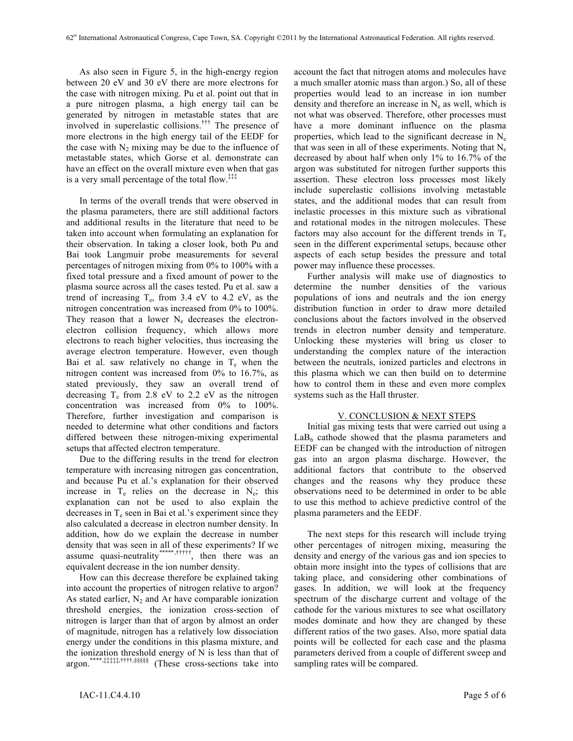As also seen in Figure 5, in the high-energy region between 20 eV and 30 eV there are more electrons for the case with nitrogen mixing. Pu et al. point out that in a pure nitrogen plasma, a high energy tail can be generated by nitrogen in metastable states that are involved in superelastic collisions.[†††] The presence of more electrons in the high energy tail of the EEDF for the case with $N_2$ mixing may be due to the influence of metastable states, which Gorse et al. demonstrate can have an effect on the overall mixture even when that gas is a very small percentage of the total flow.[‡‡‡]

In terms of the overall trends that were observed in the plasma parameters, there are still additional factors and additional results in the literature that need to be taken into account when formulating an explanation for their observation. In taking a closer look, both Pu and Bai took Langmuir probe measurements for several percentages of nitrogen mixing from 0% to 100% with a fixed total pressure and a fixed amount of power to the plasma source across all the cases tested. Pu et al. saw a trend of increasing $T_e$, from 3.4 eV to 4.2 eV, as the nitrogen concentration was increased from 0% to 100%. They reason that a lower $N_e$ decreases the electron-electron collision frequency, which allows more electrons to reach higher velocities, thus increasing the average electron temperature. However, even though Bai et al. saw relatively no change in $T_e$ when the nitrogen content was increased from 0% to 16.7%, as stated previously, they saw an overall trend of decreasing $T_e$ from 2.8 eV to 2.2 eV as the nitrogen concentration was increased from 0% to 100%. Therefore, further investigation and comparison is needed to determine what other conditions and factors differed between these nitrogen-mixing experimental setups that affected electron temperature.

Due to the differing results in the trend for electron temperature with increasing nitrogen gas concentration, and because Pu et al.'s explanation for their observed increase in $T_e$ relies on the decrease in $N_e$; this explanation can not be used to also explain the decreases in $T_e$ seen in Bai et al.'s experiment since they also calculated a decrease in electron number density. In addition, how do we explain the decrease in number density that was seen in all of these experiments? If we assume quasi-neutrality[*****,†††††], then there was an equivalent decrease in the ion number density.

How can this decrease therefore be explained taking into account the properties of nitrogen relative to argon? As stated earlier, $N_2$ and Ar have comparable ionization threshold energies, the ionization cross-section of nitrogen is larger than that of argon by almost an order of magnitude, nitrogen has a relatively low dissociation energy under the conditions in this plasma mixture, and the ionization threshold energy of N is less than that of argon.[****,‡‡‡‡‡,††††,§§§§§] (These cross-sections take into account the fact that nitrogen atoms and molecules have a much smaller atomic mass than argon.) So, all of these properties would lead to an increase in ion number density and therefore an increase in $N_e$ as well, which is not what was observed. Therefore, other processes must have a more dominant influence on the plasma properties, which lead to the significant decrease in $N_e$ that was seen in all of these experiments. Noting that $N_e$ decreased by about half when only 1% to 16.7% of the argon was substituted for nitrogen further supports this assertion. These electron loss processes most likely include superelastic collisions involving metastable states, and the additional modes that can result from inelastic processes in this mixture such as vibrational and rotational modes in the nitrogen molecules. These factors may also account for the different trends in $T_e$ seen in the different experimental setups, because other aspects of each setup besides the pressure and total power may influence these processes.

Further analysis will make use of diagnostics to determine the number densities of the various populations of ions and neutrals and the ion energy distribution function in order to draw more detailed conclusions about the factors involved in the observed trends in electron number density and temperature. Unlocking these mysteries will bring us closer to understanding the complex nature of the interaction between the neutrals, ionized particles and electrons in this plasma which we can then build on to determine how to control them in these and even more complex systems such as the Hall thruster.

## V. CONCLUSION & NEXT STEPS

Initial gas mixing tests that were carried out using a $LaB_6$ cathode showed that the plasma parameters and EEDF can be changed with the introduction of nitrogen gas into an argon plasma discharge. However, the additional factors that contribute to the observed changes and the reasons why they produce these observations need to be determined in order to be able to use this method to achieve predictive control of the plasma parameters and the EEDF.

The next steps for this research will include trying other percentages of nitrogen mixing, measuring the density and energy of the various gas and ion species to obtain more insight into the types of collisions that are taking place, and considering other combinations of gases. In addition, we will look at the frequency spectrum of the discharge current and voltage of the cathode for the various mixtures to see what oscillatory modes dominate and how they are changed by these different ratios of the two gases. Also, more spatial data points will be collected for each case and the plasma parameters derived from a couple of different sweep and sampling rates will be compared.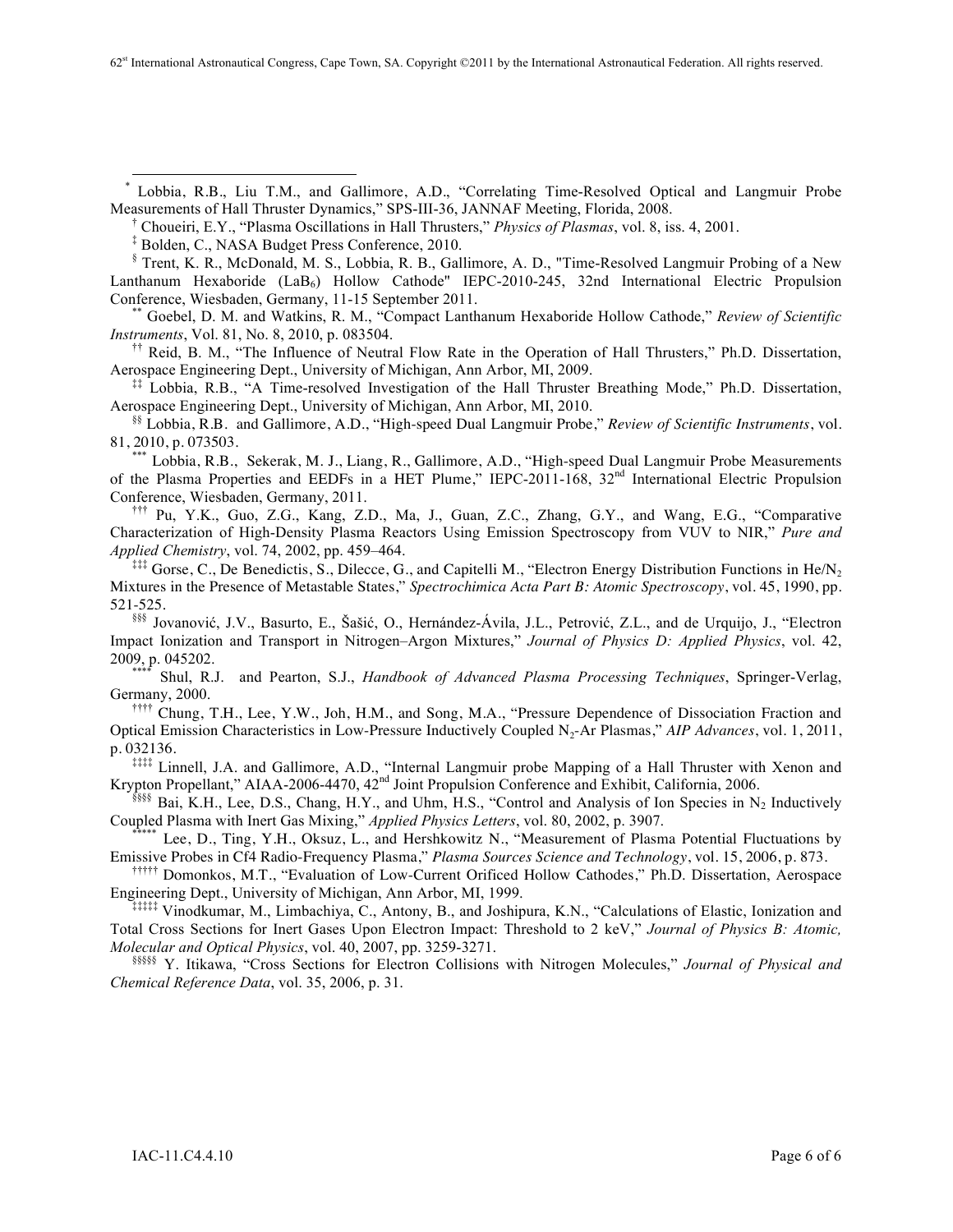[*] Lobbia, R.B., Liu T.M., and Gallimore, A.D., "Correlating Time-Resolved Optical and Langmuir Probe Measurements of Hall Thruster Dynamics," SPS-III-36, JANNAF Meeting, Florida, 2008.

[†] Choueiri, E.Y., "Plasma Oscillations in Hall Thrusters," *Physics of Plasmas*, vol. 8, iss. 4, 2001.

[‡] Bolden, C., NASA Budget Press Conference, 2010.

[§] Trent, K. R., McDonald, M. S., Lobbia, R. B., Gallimore, A. D., "Time-Resolved Langmuir Probing of a New Lanthanum Hexaboride ($LaB_6$) Hollow Cathode" IEPC-2010-245, 32nd International Electric Propulsion Conference, Wiesbaden, Germany, 11-15 September 2011.

[**] Goebel, D. M. and Watkins, R. M., "Compact Lanthanum Hexaboride Hollow Cathode," *Review of Scientific Instruments*, Vol. 81, No. 8, 2010, p. 083504.

[††] Reid, B. M., "The Influence of Neutral Flow Rate in the Operation of Hall Thrusters," Ph.D. Dissertation, Aerospace Engineering Dept., University of Michigan, Ann Arbor, MI, 2009.

[‡‡] Lobbia, R.B., "A Time-resolved Investigation of the Hall Thruster Breathing Mode," Ph.D. Dissertation, Aerospace Engineering Dept., University of Michigan, Ann Arbor, MI, 2010.

[§§] Lobbia, R.B. and Gallimore, A.D., "High-speed Dual Langmuir Probe," *Review of Scientific Instruments*, vol. 81, 2010, p. 073503.

[***] Lobbia, R.B., Sekerak, M. J., Liang, R., Gallimore, A.D., "High-speed Dual Langmuir Probe Measurements of the Plasma Properties and EEDFs in a HET Plume," IEPC-2011-168, 32[nd] International Electric Propulsion Conference, Wiesbaden, Germany, 2011.

[†††] Pu, Y.K., Guo, Z.G., Kang, Z.D., Ma, J., Guan, Z.C., Zhang, G.Y., and Wang, E.G., "Comparative Characterization of High-Density Plasma Reactors Using Emission Spectroscopy from VUV to NIR," *Pure and Applied Chemistry*, vol. 74, 2002, pp. 459–464.

[‡‡‡] Gorse, C., De Benedictis, S., Dilecce, G., and Capitelli M., "Electron Energy Distribution Functions in $He/N_2$ Mixtures in the Presence of Metastable States," *Spectrochimica Acta Part B: Atomic Spectroscopy*, vol. 45, 1990, pp. 521-525.

[§§§] Jovanović, J.V., Basurto, E., Šašić, O., Hernández-Ávila, J.L., Petrović, Z.L., and de Urquijo, J., "Electron Impact Ionization and Transport in Nitrogen–Argon Mixtures," *Journal of Physics D: Applied Physics*, vol. 42, 2009, p. 045202.

[****] Shul, R.J. and Pearton, S.J., *Handbook of Advanced Plasma Processing Techniques*, Springer-Verlag, Germany, 2000.

[††††] Chung, T.H., Lee, Y.W., Joh, H.M., and Song, M.A., "Pressure Dependence of Dissociation Fraction and Optical Emission Characteristics in Low-Pressure Inductively Coupled $N_2$-Ar Plasmas," *AIP Advances*, vol. 1, 2011, p. 032136.

[‡‡‡‡] Linnell, J.A. and Gallimore, A.D., "Internal Langmuir probe Mapping of a Hall Thruster with Xenon and Krypton Propellant," AIAA-2006-4470, 42[nd] Joint Propulsion Conference and Exhibit, California, 2006.

[§§§§] Bai, K.H., Lee, D.S., Chang, H.Y., and Uhm, H.S., "Control and Analysis of Ion Species in $N_2$ Inductively Coupled Plasma with Inert Gas Mixing," *Applied Physics Letters*, vol. 80, 2002, p. 3907.

[*****] Lee, D., Ting, Y.H., Oksuz, L., and Hershkowitz N., "Measurement of Plasma Potential Fluctuations by Emissive Probes in Cf4 Radio-Frequency Plasma," *Plasma Sources Science and Technology*, vol. 15, 2006, p. 873.

[†††††] Domonkos, M.T., "Evaluation of Low-Current Orificed Hollow Cathodes," Ph.D. Dissertation, Aerospace Engineering Dept., University of Michigan, Ann Arbor, MI, 1999.

[‡‡‡‡‡] Vinodkumar, M., Limbachiya, C., Antony, B., and Joshipura, K.N., "Calculations of Elastic, Ionization and Total Cross Sections for Inert Gases Upon Electron Impact: Threshold to 2 keV," *Journal of Physics B: Atomic, Molecular and Optical Physics*, vol. 40, 2007, pp. 3259-3271.

[§§§§§] Y. Itikawa, "Cross Sections for Electron Collisions with Nitrogen Molecules," *Journal of Physical and Chemical Reference Data*, vol. 35, 2006, p. 31.